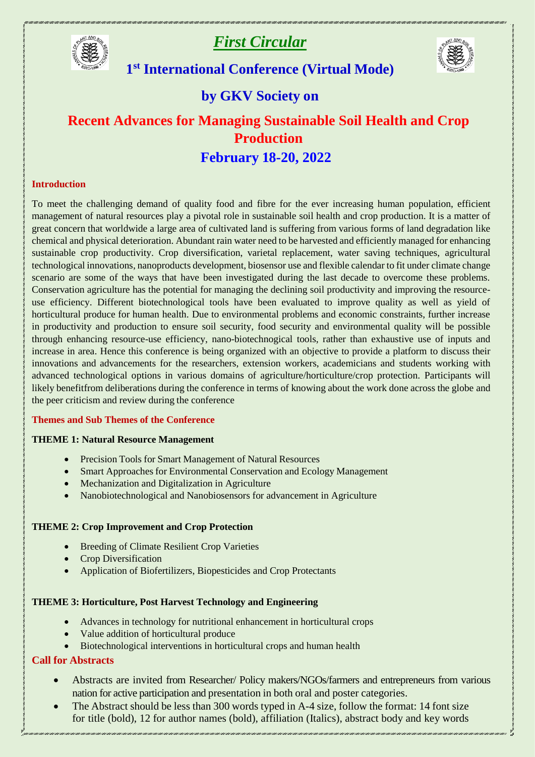# *First Circular*

## 1st International Conference (Virtual Mode)

## by GKV Society on

# Recent Advances for Managing Sustainable Soil Health and Crop Production

## February 18-20, 2022

### Introduction

To meet the challenging demand of quality food and fibre for the ever increasing human population, efficient management of natural resources play a pivotal role in sustainable soil health and crop production. It is a matter of great concern that worldwide a large area of cultivated land is suffering from various forms of land degradation like chemical and physical deterioration. Abundant rain water need to be harvested and efficiently managed for enhancing sustainable crop productivity. Crop diversification, varietal replacement, water saving techniques, agricultural technological innovations, nanoproducts development, biosensor use and flexible calendar to fit under climate change scenario are some of the ways that have been investigated during the last decade to overcome these problems. Conservation agriculture has the potential for managing the declining soil productivity and improving the resource-use efficiency. Different biotechnological tools have been evaluated to improve quality as well as yield of horticultural produce for human health. Due to environmental problems and economic constraints, further increase in productivity and production to ensure soil security, food security and environmental quality will be possible through enhancing resource-use efficiency, nano-biotechnogical tools, rather than exhaustive use of inputs and increase in area. Hence this conference is being organized with an objective to provide a platform to discuss their innovations and advancements for the researchers, extension workers, academicians and students working with advanced technological options in various domains of agriculture/horticulture/crop protection. Participants will likely benefitfrom deliberations during the conference in terms of knowing about the work done across the globe and the peer criticism and review during the conference

### Themes and Sub Themes of the Conference

**THEME 1: Natural Resource Management**

- Precision Tools for Smart Management of Natural Resources
- Smart Approaches for Environmental Conservation and Ecology Management
- Mechanization and Digitalization in Agriculture
- Nanobiotechnological and Nanobiosensors for advancement in Agriculture

**THEME 2: Crop Improvement and Crop Protection**

- Breeding of Climate Resilient Crop Varieties
- Crop Diversification
- Application of Biofertilizers, Biopesticides and Crop Protectants

**THEME 3: Horticulture, Post Harvest Technology and Engineering**

- Advances in technology for nutritional enhancement in horticultural crops
- Value addition of horticultural produce
- Biotechnological interventions in horticultural crops and human health

### Call for Abstracts

- Abstracts are invited from Researcher/ Policy makers/NGOs/farmers and entrepreneurs from various nation for active participation and presentation in both oral and poster categories.
- The Abstract should be less than 300 words typed in A-4 size, follow the format: 14 font size for title (bold), 12 for author names (bold), affiliation (Italics), abstract body and key words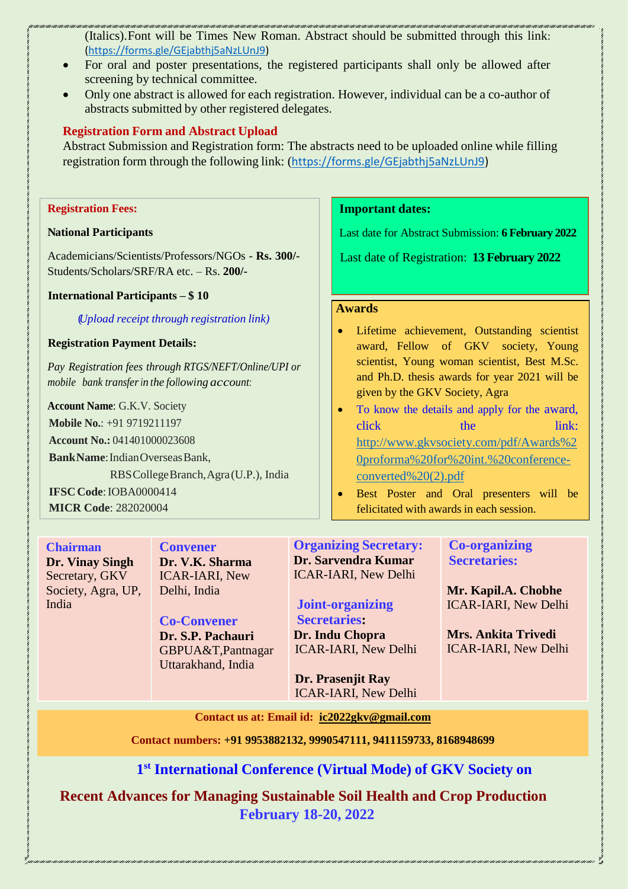(Italics).Font will be Times New Roman. Abstract should be submitted through this link: (https://forms.gle/GEjabthj5aNzLUnJ9)

- For oral and poster presentations, the registered participants shall only be allowed after screening by technical committee.
- Only one abstract is allowed for each registration. However, individual can be a co-author of abstracts submitted by other registered delegates.

### Registration Form and Abstract Upload

Abstract Submission and Registration form: The abstracts need to be uploaded online while filling registration form through the following link: (https://forms.gle/GEjabthj5aNzLUnJ9)

**Registration Fees:**

**National Participants**

Academicians/Scientists/Professors/NGOs - **Rs. 300/-**
Students/Scholars/SRF/RA etc. – Rs. **200/-**

**International Participants – $ 10**

*(Upload receipt through registration link)*

**Registration Payment Details:**

*Pay Registration fees through RTGS/NEFT/Online/UPI or mobile bank transfer in the following account:*

**Account Name**: G.K.V. Society
**Mobile No.**: +91 9719211197
**Account No.:** 041401000023608
**Bank Name**: Indian Overseas Bank, RBS College Branch, Agra (U.P.), India
**IFSC Code**: IOBA0000414
**MICR Code**: 282020004

**Important dates:**

Last date for Abstract Submission: **6 February 2022**

Last date of Registration: **13 February 2022**

**Awards**

- Lifetime achievement, Outstanding scientist award, Fellow of GKV society, Young scientist, Young woman scientist, Best M.Sc. and Ph.D. thesis awards for year 2021 will be given by the GKV Society, Agra
- To know the details and apply for the award, click the link: http://www.gkvsociety.com/pdf/Awards%20proforma%20for%20int.%20conference-converted%20(2).pdf
- Best Poster and Oral presenters will be felicitated with awards in each session.

**Chairman**
**Dr. Vinay Singh**
Secretary, GKV Society, Agra, UP, India

**Convener**
**Dr. V.K. Sharma**
ICAR-IARI, New Delhi, India

**Co-Convener**
**Dr. S.P. Pachauri**
GBPUA&T, Pantnagar Uttarakhand, India

**Organizing Secretary:**
**Dr. Sarvendra Kumar**
ICAR-IARI, New Delhi

**Joint-organizing Secretaries:**
**Dr. Indu Chopra**
ICAR-IARI, New Delhi

**Dr. Prasenjit Ray**
ICAR-IARI, New Delhi

**Co-organizing Secretaries:**
**Mr. Kapil.A. Chobhe**
ICAR-IARI, New Delhi

**Mrs. Ankita Trivedi**
ICAR-IARI, New Delhi

**Contact us at: Email id: ic2022gkv@gmail.com**

**Contact numbers: +91 9953882132, 9990547111, 9411159733, 8168948699**

## 1st International Conference (Virtual Mode) of GKV Society on

## Recent Advances for Managing Sustainable Soil Health and Crop Production

**February 18-20, 2022**